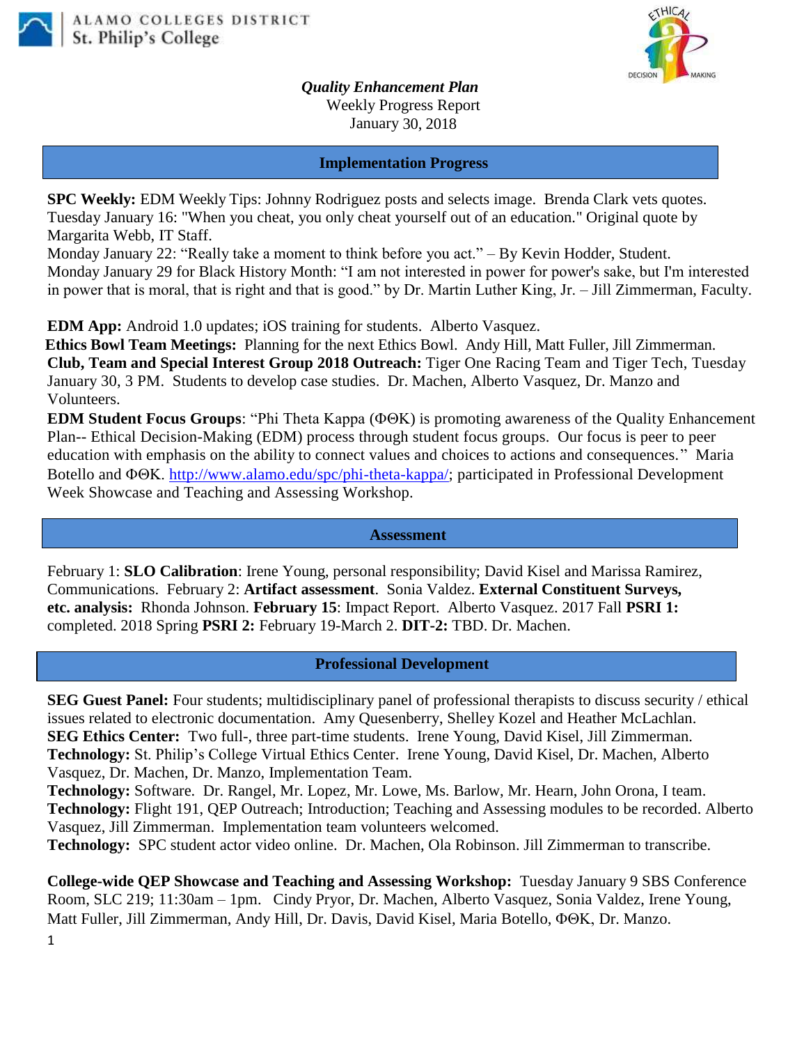ALAMO COLLEGES DISTRICT
St. Philip's College

***Quality Enhancement Plan***
Weekly Progress Report
January 30, 2018

## Implementation Progress

**SPC Weekly:** EDM Weekly Tips: Johnny Rodriguez posts and selects image. Brenda Clark vets quotes. Tuesday January 16: "When you cheat, you only cheat yourself out of an education." Original quote by Margarita Webb, IT Staff.
Monday January 22: "Really take a moment to think before you act." – By Kevin Hodder, Student.
Monday January 29 for Black History Month: "I am not interested in power for power's sake, but I'm interested in power that is moral, that is right and that is good." by Dr. Martin Luther King, Jr. – Jill Zimmerman, Faculty.

**EDM App:** Android 1.0 updates; iOS training for students. Alberto Vasquez.
**Ethics Bowl Team Meetings:** Planning for the next Ethics Bowl. Andy Hill, Matt Fuller, Jill Zimmerman.
**Club, Team and Special Interest Group 2018 Outreach:** Tiger One Racing Team and Tiger Tech, Tuesday January 30, 3 PM. Students to develop case studies. Dr. Machen, Alberto Vasquez, Dr. Manzo and Volunteers.
**EDM Student Focus Groups**: "Phi Theta Kappa (ΦΘΚ) is promoting awareness of the Quality Enhancement Plan-- Ethical Decision-Making (EDM) process through student focus groups. Our focus is peer to peer education with emphasis on the ability to connect values and choices to actions and consequences." Maria Botello and ΦΘΚ. http://www.alamo.edu/spc/phi-theta-kappa/; participated in Professional Development Week Showcase and Teaching and Assessing Workshop.

## Assessment

February 1: **SLO Calibration**: Irene Young, personal responsibility; David Kisel and Marissa Ramirez, Communications. February 2: **Artifact assessment**. Sonia Valdez. **External Constituent Surveys, etc. analysis:** Rhonda Johnson. **February 15**: Impact Report. Alberto Vasquez. 2017 Fall **PSRI 1:** completed. 2018 Spring **PSRI 2:** February 19-March 2. **DIT-2:** TBD. Dr. Machen.

## Professional Development

**SEG Guest Panel:** Four students; multidisciplinary panel of professional therapists to discuss security / ethical issues related to electronic documentation. Amy Quesenberry, Shelley Kozel and Heather McLachlan.
**SEG Ethics Center:** Two full-, three part-time students. Irene Young, David Kisel, Jill Zimmerman.
**Technology:** St. Philip's College Virtual Ethics Center. Irene Young, David Kisel, Dr. Machen, Alberto Vasquez, Dr. Machen, Dr. Manzo, Implementation Team.
**Technology:** Software. Dr. Rangel, Mr. Lopez, Mr. Lowe, Ms. Barlow, Mr. Hearn, John Orona, I team.
**Technology:** Flight 191, QEP Outreach; Introduction; Teaching and Assessing modules to be recorded. Alberto Vasquez, Jill Zimmerman. Implementation team volunteers welcomed.
**Technology:** SPC student actor video online. Dr. Machen, Ola Robinson. Jill Zimmerman to transcribe.

**College-wide QEP Showcase and Teaching and Assessing Workshop:** Tuesday January 9 SBS Conference Room, SLC 219; 11:30am – 1pm. Cindy Pryor, Dr. Machen, Alberto Vasquez, Sonia Valdez, Irene Young, Matt Fuller, Jill Zimmerman, Andy Hill, Dr. Davis, David Kisel, Maria Botello, ΦΘΚ, Dr. Manzo.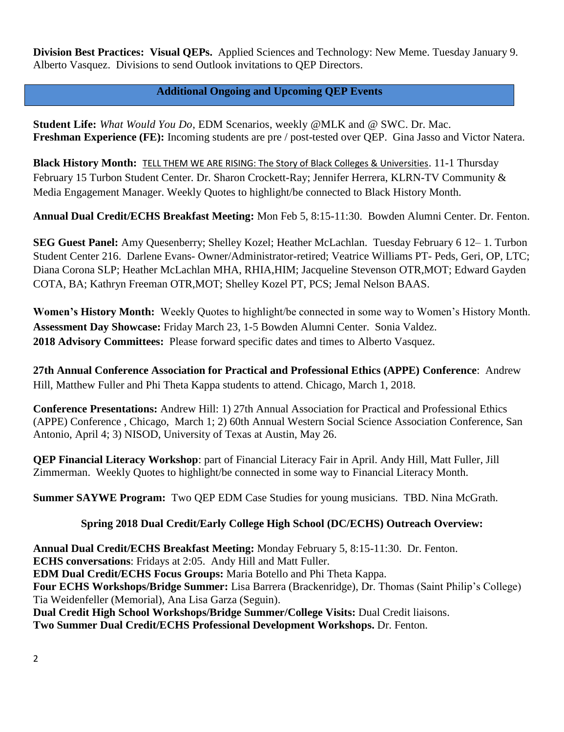**Division Best Practices: Visual QEPs.** Applied Sciences and Technology: New Meme. Tuesday January 9. Alberto Vasquez. Divisions to send Outlook invitations to QEP Directors.

## Additional Ongoing and Upcoming QEP Events

**Student Life:** *What Would You Do*, EDM Scenarios, weekly @MLK and @ SWC. Dr. Mac.
**Freshman Experience (FE):** Incoming students are pre / post-tested over QEP. Gina Jasso and Victor Natera.

**Black History Month:** TELL THEM WE ARE RISING: The Story of Black Colleges & Universities. 11-1 Thursday February 15 Turbon Student Center. Dr. Sharon Crockett-Ray; Jennifer Herrera, KLRN-TV Community & Media Engagement Manager. Weekly Quotes to highlight/be connected to Black History Month.

**Annual Dual Credit/ECHS Breakfast Meeting:** Mon Feb 5, 8:15-11:30. Bowden Alumni Center. Dr. Fenton.

**SEG Guest Panel:** Amy Quesenberry; Shelley Kozel; Heather McLachlan. Tuesday February 6 12– 1. Turbon Student Center 216. Darlene Evans- Owner/Administrator-retired; Veatrice Williams PT- Peds, Geri, OP, LTC; Diana Corona SLP; Heather McLachlan MHA, RHIA,HIM; Jacqueline Stevenson OTR,MOT; Edward Gayden COTA, BA; Kathryn Freeman OTR,MOT; Shelley Kozel PT, PCS; Jemal Nelson BAAS.

**Women's History Month:** Weekly Quotes to highlight/be connected in some way to Women's History Month.
**Assessment Day Showcase:** Friday March 23, 1-5 Bowden Alumni Center. Sonia Valdez.
**2018 Advisory Committees:** Please forward specific dates and times to Alberto Vasquez.

**27th Annual Conference Association for Practical and Professional Ethics (APPE) Conference**: Andrew Hill, Matthew Fuller and Phi Theta Kappa students to attend. Chicago, March 1, 2018.

**Conference Presentations:** Andrew Hill: 1) 27th Annual Association for Practical and Professional Ethics (APPE) Conference , Chicago, March 1; 2) 60th Annual Western Social Science Association Conference, San Antonio, April 4; 3) NISOD, University of Texas at Austin, May 26.

**QEP Financial Literacy Workshop**: part of Financial Literacy Fair in April. Andy Hill, Matt Fuller, Jill Zimmerman. Weekly Quotes to highlight/be connected in some way to Financial Literacy Month.

**Summer SAYWE Program:** Two QEP EDM Case Studies for young musicians. TBD. Nina McGrath.

### Spring 2018 Dual Credit/Early College High School (DC/ECHS) Outreach Overview:

**Annual Dual Credit/ECHS Breakfast Meeting:** Monday February 5, 8:15-11:30. Dr. Fenton.
**ECHS conversations**: Fridays at 2:05. Andy Hill and Matt Fuller.
**EDM Dual Credit/ECHS Focus Groups:** Maria Botello and Phi Theta Kappa.
**Four ECHS Workshops/Bridge Summer:** Lisa Barrera (Brackenridge), Dr. Thomas (Saint Philip's College) Tia Weidenfeller (Memorial), Ana Lisa Garza (Seguin).
**Dual Credit High School Workshops/Bridge Summer/College Visits:** Dual Credit liaisons.
**Two Summer Dual Credit/ECHS Professional Development Workshops.** Dr. Fenton.